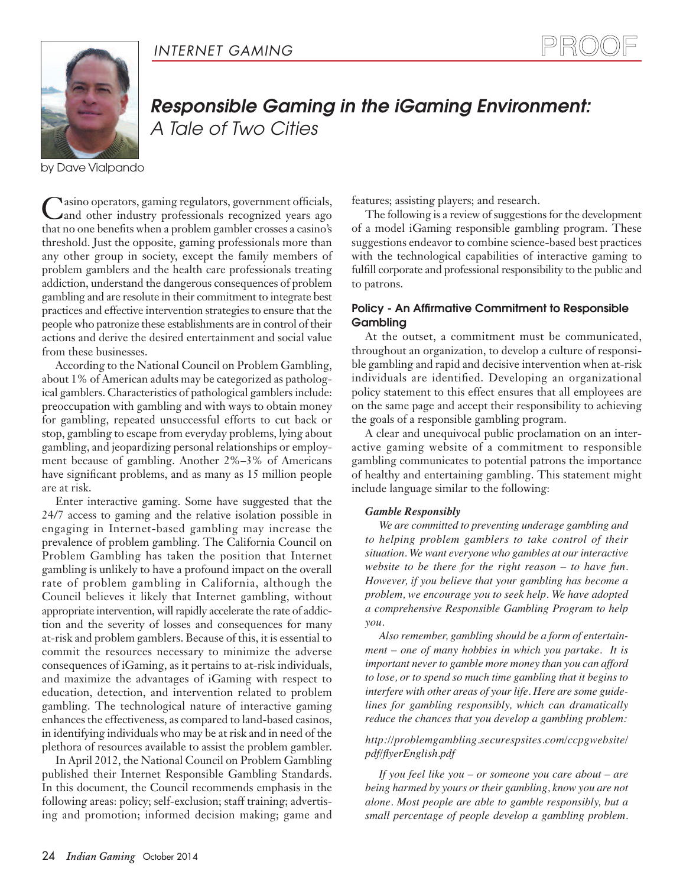# Responsible Gaming in the iGaming Environment: *A Tale of Two Cities*

by Dave Vialpando

Casino operators, gaming regulators, government officials, and other industry professionals recognized years ago that no one benefits when a problem gambler crosses a casino's threshold. Just the opposite, gaming professionals more than any other group in society, except the family members of problem gamblers and the health care professionals treating addiction, understand the dangerous consequences of problem gambling and are resolute in their commitment to integrate best practices and effective intervention strategies to ensure that the people who patronize these establishments are in control of their actions and derive the desired entertainment and social value from these businesses.

According to the National Council on Problem Gambling, about 1% of American adults may be categorized as pathological gamblers. Characteristics of pathological gamblers include: preoccupation with gambling and with ways to obtain money for gambling, repeated unsuccessful efforts to cut back or stop, gambling to escape from everyday problems, lying about gambling, and jeopardizing personal relationships or employment because of gambling. Another 2%–3% of Americans have significant problems, and as many as 15 million people are at risk.

Enter interactive gaming. Some have suggested that the 24/7 access to gaming and the relative isolation possible in engaging in Internet-based gambling may increase the prevalence of problem gambling. The California Council on Problem Gambling has taken the position that Internet gambling is unlikely to have a profound impact on the overall rate of problem gambling in California, although the Council believes it likely that Internet gambling, without appropriate intervention, will rapidly accelerate the rate of addiction and the severity of losses and consequences for many at-risk and problem gamblers. Because of this, it is essential to commit the resources necessary to minimize the adverse consequences of iGaming, as it pertains to at-risk individuals, and maximize the advantages of iGaming with respect to education, detection, and intervention related to problem gambling. The technological nature of interactive gaming enhances the effectiveness, as compared to land-based casinos, in identifying individuals who may be at risk and in need of the plethora of resources available to assist the problem gambler.

In April 2012, the National Council on Problem Gambling published their Internet Responsible Gambling Standards. In this document, the Council recommends emphasis in the following areas: policy; self-exclusion; staff training; advertising and promotion; informed decision making; game and features; assisting players; and research.

The following is a review of suggestions for the development of a model iGaming responsible gambling program. These suggestions endeavor to combine science-based best practices with the technological capabilities of interactive gaming to fulfill corporate and professional responsibility to the public and to patrons.

### Policy - An Affirmative Commitment to Responsible Gambling

At the outset, a commitment must be communicated, throughout an organization, to develop a culture of responsible gambling and rapid and decisive intervention when at-risk individuals are identified. Developing an organizational policy statement to this effect ensures that all employees are on the same page and accept their responsibility to achieving the goals of a responsible gambling program.

A clear and unequivocal public proclamation on an interactive gaming website of a commitment to responsible gambling communicates to potential patrons the importance of healthy and entertaining gambling. This statement might include language similar to the following:

***Gamble Responsibly***

*We are committed to preventing underage gambling and to helping problem gamblers to take control of their situation. We want everyone who gambles at our interactive website to be there for the right reason – to have fun. However, if you believe that your gambling has become a problem, we encourage you to seek help. We have adopted a comprehensive Responsible Gambling Program to help you.*

*Also remember, gambling should be a form of entertainment – one of many hobbies in which you partake. It is important never to gamble more money than you can afford to lose, or to spend so much time gambling that it begins to interfere with other areas of your life. Here are some guidelines for gambling responsibly, which can dramatically reduce the chances that you develop a gambling problem:*

*http://problemgambling.securespsites.com/ccpgwebsite/pdf/flyerEnglish.pdf*

*If you feel like you – or someone you care about – are being harmed by yours or their gambling, know you are not alone. Most people are able to gamble responsibly, but a small percentage of people develop a gambling problem.*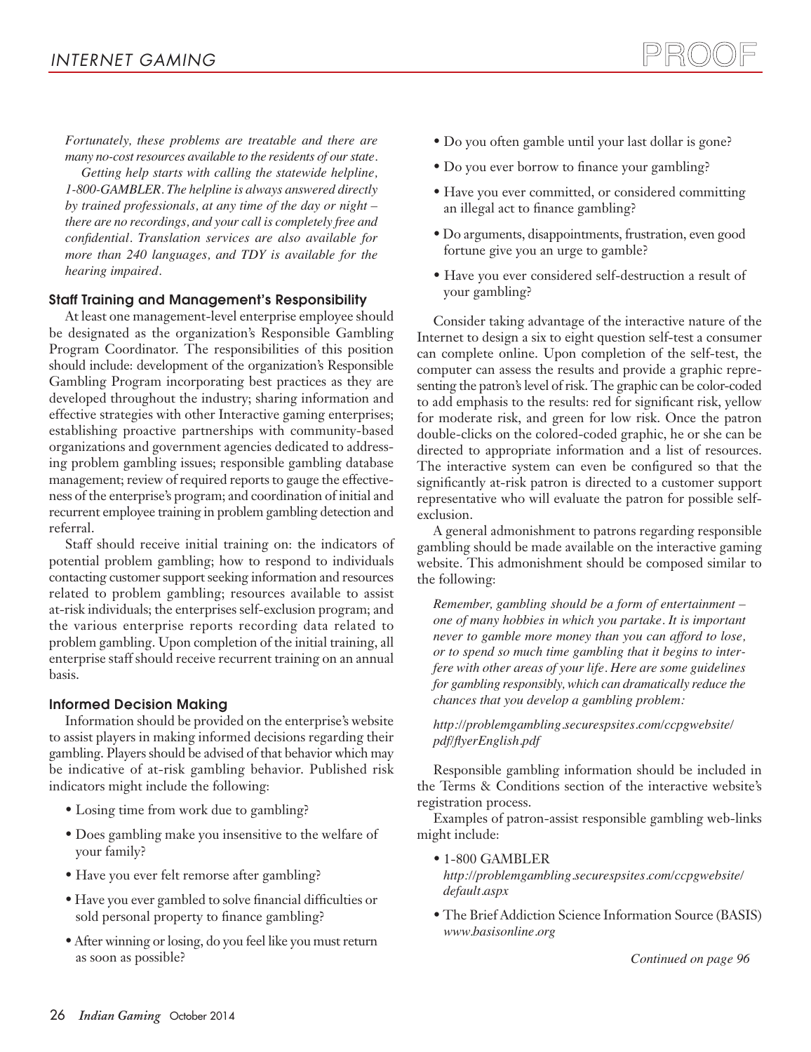*Fortunately, these problems are treatable and there are many no-cost resources available to the residents of our state.*

*Getting help starts with calling the statewide helpline, 1-800-GAMBLER. The helpline is always answered directly by trained professionals, at any time of the day or night – there are no recordings, and your call is completely free and confidential. Translation services are also available for more than 240 languages, and TDY is available for the hearing impaired.*

### Staff Training and Management's Responsibility

At least one management-level enterprise employee should be designated as the organization's Responsible Gambling Program Coordinator. The responsibilities of this position should include: development of the organization's Responsible Gambling Program incorporating best practices as they are developed throughout the industry; sharing information and effective strategies with other Interactive gaming enterprises; establishing proactive partnerships with community-based organizations and government agencies dedicated to addressing problem gambling issues; responsible gambling database management; review of required reports to gauge the effectiveness of the enterprise's program; and coordination of initial and recurrent employee training in problem gambling detection and referral.

Staff should receive initial training on: the indicators of potential problem gambling; how to respond to individuals contacting customer support seeking information and resources related to problem gambling; resources available to assist at-risk individuals; the enterprises self-exclusion program; and the various enterprise reports recording data related to problem gambling. Upon completion of the initial training, all enterprise staff should receive recurrent training on an annual basis.

### Informed Decision Making

Information should be provided on the enterprise's website to assist players in making informed decisions regarding their gambling. Players should be advised of that behavior which may be indicative of at-risk gambling behavior. Published risk indicators might include the following:

- Losing time from work due to gambling?
- Does gambling make you insensitive to the welfare of your family?
- Have you ever felt remorse after gambling?
- Have you ever gambled to solve financial difficulties or sold personal property to finance gambling?
- After winning or losing, do you feel like you must return as soon as possible?
- Do you often gamble until your last dollar is gone?
- Do you ever borrow to finance your gambling?
- Have you ever committed, or considered committing an illegal act to finance gambling?
- Do arguments, disappointments, frustration, even good fortune give you an urge to gamble?
- Have you ever considered self-destruction a result of your gambling?

Consider taking advantage of the interactive nature of the Internet to design a six to eight question self-test a consumer can complete online. Upon completion of the self-test, the computer can assess the results and provide a graphic representing the patron's level of risk. The graphic can be color-coded to add emphasis to the results: red for significant risk, yellow for moderate risk, and green for low risk. Once the patron double-clicks on the colored-coded graphic, he or she can be directed to appropriate information and a list of resources. The interactive system can even be configured so that the significantly at-risk patron is directed to a customer support representative who will evaluate the patron for possible self-exclusion.

A general admonishment to patrons regarding responsible gambling should be made available on the interactive gaming website. This admonishment should be composed similar to the following:

*Remember, gambling should be a form of entertainment – one of many hobbies in which you partake. It is important never to gamble more money than you can afford to lose, or to spend so much time gambling that it begins to interfere with other areas of your life. Here are some guidelines for gambling responsibly, which can dramatically reduce the chances that you develop a gambling problem:*

*http://problemgambling.securespsites.com/ccpgwebsite/pdf/flyerEnglish.pdf*

Responsible gambling information should be included in the Terms & Conditions section of the interactive website's registration process.

Examples of patron-assist responsible gambling web-links might include:

- 1-800 GAMBLER
  *http://problemgambling.securespsites.com/ccpgwebsite/default.aspx*
- The Brief Addiction Science Information Source (BASIS)
  *www.basisonline.org*

*Continued on page 96*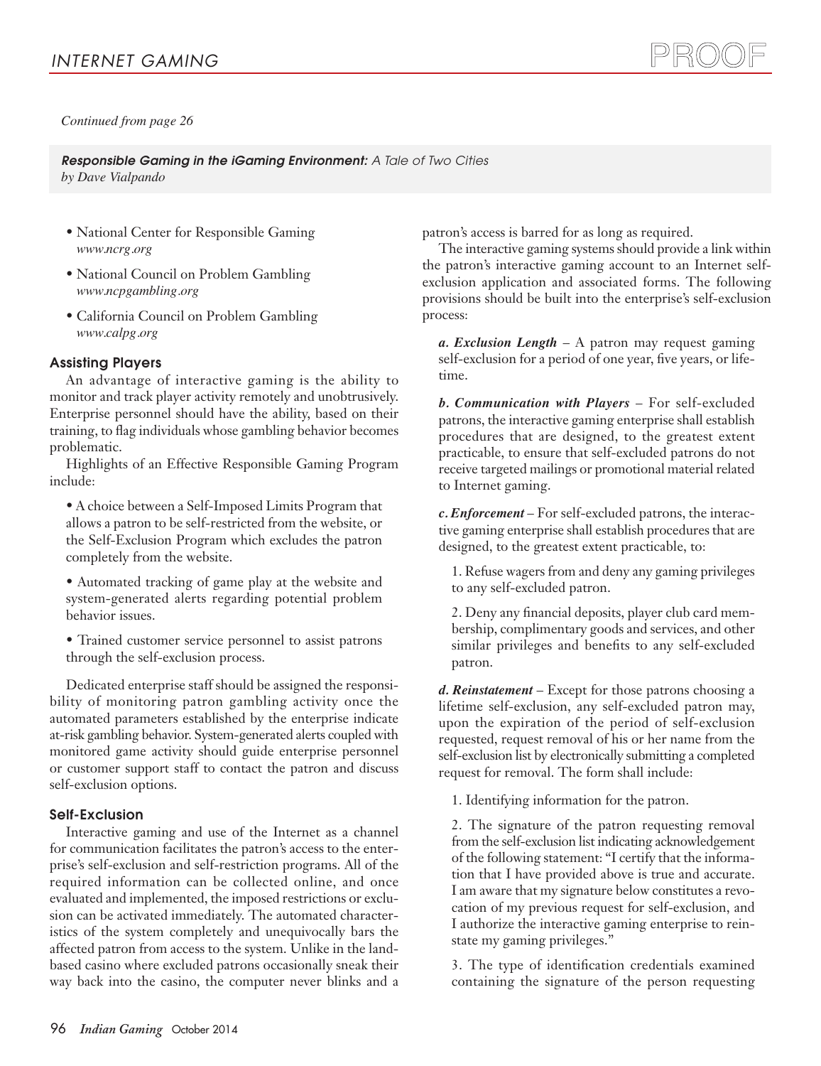*Continued from page 26*

***Responsible Gaming in the iGaming Environment:** A Tale of Two Cities*
*by Dave Vialpando*

- National Center for Responsible Gaming
  *www.ncrg.org*
- National Council on Problem Gambling
  *www.ncpgambling.org*
- California Council on Problem Gambling
  *www.calpg.org*

### Assisting Players

An advantage of interactive gaming is the ability to monitor and track player activity remotely and unobtrusively. Enterprise personnel should have the ability, based on their training, to flag individuals whose gambling behavior becomes problematic.

Highlights of an Effective Responsible Gaming Program include:

- A choice between a Self-Imposed Limits Program that allows a patron to be self-restricted from the website, or the Self-Exclusion Program which excludes the patron completely from the website.
- Automated tracking of game play at the website and system-generated alerts regarding potential problem behavior issues.
- Trained customer service personnel to assist patrons through the self-exclusion process.

Dedicated enterprise staff should be assigned the responsibility of monitoring patron gambling activity once the automated parameters established by the enterprise indicate at-risk gambling behavior. System-generated alerts coupled with monitored game activity should guide enterprise personnel or customer support staff to contact the patron and discuss self-exclusion options.

### Self-Exclusion

Interactive gaming and use of the Internet as a channel for communication facilitates the patron's access to the enterprise's self-exclusion and self-restriction programs. All of the required information can be collected online, and once evaluated and implemented, the imposed restrictions or exclusion can be activated immediately. The automated characteristics of the system completely and unequivocally bars the affected patron from access to the system. Unlike in the land-based casino where excluded patrons occasionally sneak their way back into the casino, the computer never blinks and a patron's access is barred for as long as required.

The interactive gaming systems should provide a link within the patron's interactive gaming account to an Internet self-exclusion application and associated forms. The following provisions should be built into the enterprise's self-exclusion process:

***a. Exclusion Length*** – A patron may request gaming self-exclusion for a period of one year, five years, or lifetime.

***b. Communication with Players*** – For self-excluded patrons, the interactive gaming enterprise shall establish procedures that are designed, to the greatest extent practicable, to ensure that self-excluded patrons do not receive targeted mailings or promotional material related to Internet gaming.

***c. Enforcement*** – For self-excluded patrons, the interactive gaming enterprise shall establish procedures that are designed, to the greatest extent practicable, to:

1. Refuse wagers from and deny any gaming privileges to any self-excluded patron.
2. Deny any financial deposits, player club card membership, complimentary goods and services, and other similar privileges and benefits to any self-excluded patron.

***d. Reinstatement*** – Except for those patrons choosing a lifetime self-exclusion, any self-excluded patron may, upon the expiration of the period of self-exclusion requested, request removal of his or her name from the self-exclusion list by electronically submitting a completed request for removal. The form shall include:

1. Identifying information for the patron.
2. The signature of the patron requesting removal from the self-exclusion list indicating acknowledgement of the following statement: "I certify that the information that I have provided above is true and accurate. I am aware that my signature below constitutes a revocation of my previous request for self-exclusion, and I authorize the interactive gaming enterprise to reinstate my gaming privileges."
3. The type of identification credentials examined containing the signature of the person requesting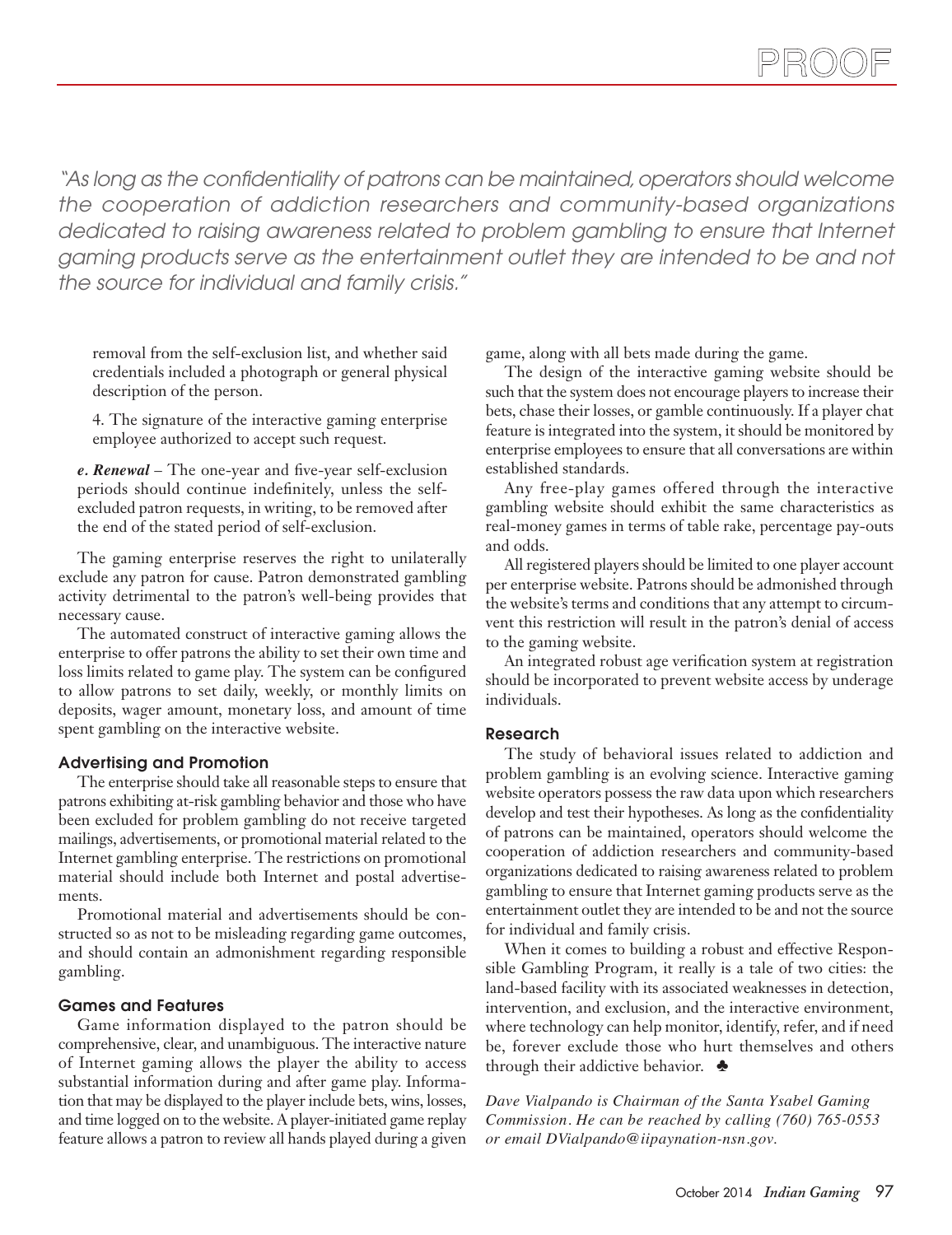*"As long as the confidentiality of patrons can be maintained, operators should welcome the cooperation of addiction researchers and community-based organizations dedicated to raising awareness related to problem gambling to ensure that Internet gaming products serve as the entertainment outlet they are intended to be and not the source for individual and family crisis."*

removal from the self-exclusion list, and whether said credentials included a photograph or general physical description of the person.

4. The signature of the interactive gaming enterprise employee authorized to accept such request.

***e. Renewal*** – The one-year and five-year self-exclusion periods should continue indefinitely, unless the self-excluded patron requests, in writing, to be removed after the end of the stated period of self-exclusion.

The gaming enterprise reserves the right to unilaterally exclude any patron for cause. Patron demonstrated gambling activity detrimental to the patron's well-being provides that necessary cause.

The automated construct of interactive gaming allows the enterprise to offer patrons the ability to set their own time and loss limits related to game play. The system can be configured to allow patrons to set daily, weekly, or monthly limits on deposits, wager amount, monetary loss, and amount of time spent gambling on the interactive website.

### Advertising and Promotion

The enterprise should take all reasonable steps to ensure that patrons exhibiting at-risk gambling behavior and those who have been excluded for problem gambling do not receive targeted mailings, advertisements, or promotional material related to the Internet gambling enterprise. The restrictions on promotional material should include both Internet and postal advertisements.

Promotional material and advertisements should be constructed so as not to be misleading regarding game outcomes, and should contain an admonishment regarding responsible gambling.

### Games and Features

Game information displayed to the patron should be comprehensive, clear, and unambiguous. The interactive nature of Internet gaming allows the player the ability to access substantial information during and after game play. Information that may be displayed to the player include bets, wins, losses, and time logged on to the website. A player-initiated game replay feature allows a patron to review all hands played during a given game, along with all bets made during the game.

The design of the interactive gaming website should be such that the system does not encourage players to increase their bets, chase their losses, or gamble continuously. If a player chat feature is integrated into the system, it should be monitored by enterprise employees to ensure that all conversations are within established standards.

Any free-play games offered through the interactive gambling website should exhibit the same characteristics as real-money games in terms of table rake, percentage pay-outs and odds.

All registered players should be limited to one player account per enterprise website. Patrons should be admonished through the website's terms and conditions that any attempt to circumvent this restriction will result in the patron's denial of access to the gaming website.

An integrated robust age verification system at registration should be incorporated to prevent website access by underage individuals.

### Research

The study of behavioral issues related to addiction and problem gambling is an evolving science. Interactive gaming website operators possess the raw data upon which researchers develop and test their hypotheses. As long as the confidentiality of patrons can be maintained, operators should welcome the cooperation of addiction researchers and community-based organizations dedicated to raising awareness related to problem gambling to ensure that Internet gaming products serve as the entertainment outlet they are intended to be and not the source for individual and family crisis.

When it comes to building a robust and effective Responsible Gambling Program, it really is a tale of two cities: the land-based facility with its associated weaknesses in detection, intervention, and exclusion, and the interactive environment, where technology can help monitor, identify, refer, and if need be, forever exclude those who hurt themselves and others through their addictive behavior. ♣

*Dave Vialpando is Chairman of the Santa Ysabel Gaming Commission. He can be reached by calling (760) 765-0553 or email DVialpando@iipaynation-nsn.gov.*